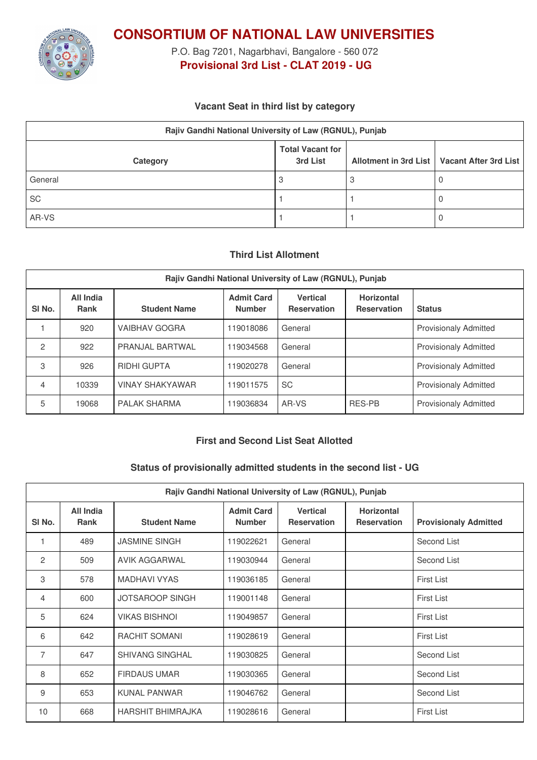# CONSORTIUM OF NATIONAL LAW UNIVERSITIES

P.O. Bag 7201, Nagarbhavi, Bangalore - 560 072

**Provisional 3rd List - CLAT 2019 - UG**

### Vacant Seat in third list by category

| Rajiv Gandhi National University of Law (RGNUL), Punjab | | | |
|---|---|---|---|
| Category | Total Vacant for 3rd List | Allotment in 3rd List | Vacant After 3rd List |
| General | 3 | 3 | 0 |
| SC | 1 | 1 | 0 |
| AR-VS | 1 | 1 | 0 |

### Third List Allotment

| Rajiv Gandhi National University of Law (RGNUL), Punjab | | | | | | |
|---|---|---|---|---|---|---|
| Sl No. | All India Rank | Student Name | Admit Card Number | Vertical Reservation | Horizontal Reservation | Status |
| 1 | 920 | VAIBHAV GOGRA | 119018086 | General | | Provisionaly Admitted |
| 2 | 922 | PRANJAL BARTWAL | 119034568 | General | | Provisionaly Admitted |
| 3 | 926 | RIDHI GUPTA | 119020278 | General | | Provisionaly Admitted |
| 4 | 10339 | VINAY SHAKYAWAR | 119011575 | SC | | Provisionaly Admitted |
| 5 | 19068 | PALAK SHARMA | 119036834 | AR-VS | RES-PB | Provisionaly Admitted |

### First and Second List Seat Allotted

### Status of provisionally admitted students in the second list - UG

| Rajiv Gandhi National University of Law (RGNUL), Punjab | | | | | | |
|---|---|---|---|---|---|---|
| Sl No. | All India Rank | Student Name | Admit Card Number | Vertical Reservation | Horizontal Reservation | Provisionaly Admitted |
| 1 | 489 | JASMINE SINGH | 119022621 | General | | Second List |
| 2 | 509 | AVIK AGGARWAL | 119030944 | General | | Second List |
| 3 | 578 | MADHAVI VYAS | 119036185 | General | | First List |
| 4 | 600 | JOTSAROOP SINGH | 119001148 | General | | First List |
| 5 | 624 | VIKAS BISHNOI | 119049857 | General | | First List |
| 6 | 642 | RACHIT SOMANI | 119028619 | General | | First List |
| 7 | 647 | SHIVANG SINGHAL | 119030825 | General | | Second List |
| 8 | 652 | FIRDAUS UMAR | 119030365 | General | | Second List |
| 9 | 653 | KUNAL PANWAR | 119046762 | General | | Second List |
| 10 | 668 | HARSHIT BHIMRAJKA | 119028616 | General | | First List |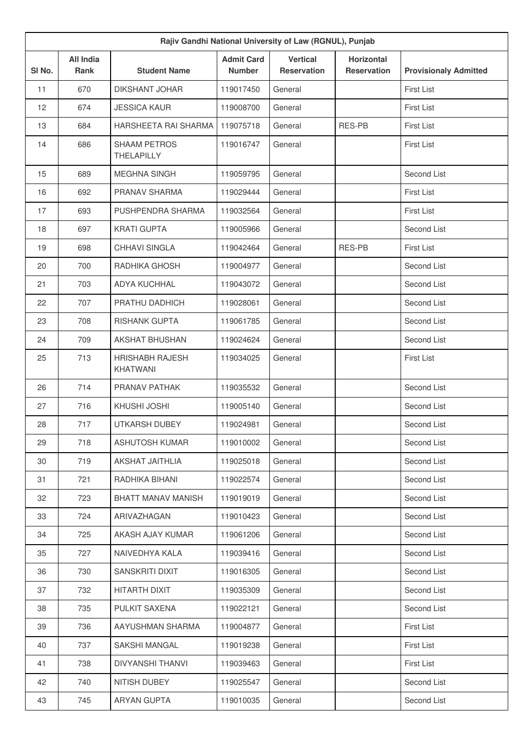| Rajiv Gandhi National University of Law (RGNUL), Punjab | | | | | | |
|---|---|---|---|---|---|---|
| Sl No. | All India Rank | Student Name | Admit Card Number | Vertical Reservation | Horizontal Reservation | Provisionaly Admitted |
| 11 | 670 | DIKSHANT JOHAR | 119017450 | General | | First List |
| 12 | 674 | JESSICA KAUR | 119008700 | General | | First List |
| 13 | 684 | HARSHEETA RAI SHARMA | 119075718 | General | RES-PB | First List |
| 14 | 686 | SHAAM PETROS THELAPILLY | 119016747 | General | | First List |
| 15 | 689 | MEGHNA SINGH | 119059795 | General | | Second List |
| 16 | 692 | PRANAV SHARMA | 119029444 | General | | First List |
| 17 | 693 | PUSHPENDRA SHARMA | 119032564 | General | | First List |
| 18 | 697 | KRATI GUPTA | 119005966 | General | | Second List |
| 19 | 698 | CHHAVI SINGLA | 119042464 | General | RES-PB | First List |
| 20 | 700 | RADHIKA GHOSH | 119004977 | General | | Second List |
| 21 | 703 | ADYA KUCHHAL | 119043072 | General | | Second List |
| 22 | 707 | PRATHU DADHICH | 119028061 | General | | Second List |
| 23 | 708 | RISHANK GUPTA | 119061785 | General | | Second List |
| 24 | 709 | AKSHAT BHUSHAN | 119024624 | General | | Second List |
| 25 | 713 | HRISHABH RAJESH KHATWANI | 119034025 | General | | First List |
| 26 | 714 | PRANAV PATHAK | 119035532 | General | | Second List |
| 27 | 716 | KHUSHI JOSHI | 119005140 | General | | Second List |
| 28 | 717 | UTKARSH DUBEY | 119024981 | General | | Second List |
| 29 | 718 | ASHUTOSH KUMAR | 119010002 | General | | Second List |
| 30 | 719 | AKSHAT JAITHLIA | 119025018 | General | | Second List |
| 31 | 721 | RADHIKA BIHANI | 119022574 | General | | Second List |
| 32 | 723 | BHATT MANAV MANISH | 119019019 | General | | Second List |
| 33 | 724 | ARIVAZHAGAN | 119010423 | General | | Second List |
| 34 | 725 | AKASH AJAY KUMAR | 119061206 | General | | Second List |
| 35 | 727 | NAIVEDHYA KALA | 119039416 | General | | Second List |
| 36 | 730 | SANSKRITI DIXIT | 119016305 | General | | Second List |
| 37 | 732 | HITARTH DIXIT | 119035309 | General | | Second List |
| 38 | 735 | PULKIT SAXENA | 119022121 | General | | Second List |
| 39 | 736 | AAYUSHMAN SHARMA | 119004877 | General | | First List |
| 40 | 737 | SAKSHI MANGAL | 119019238 | General | | First List |
| 41 | 738 | DIVYANSHI THANVI | 119039463 | General | | First List |
| 42 | 740 | NITISH DUBEY | 119025547 | General | | Second List |
| 43 | 745 | ARYAN GUPTA | 119010035 | General | | Second List |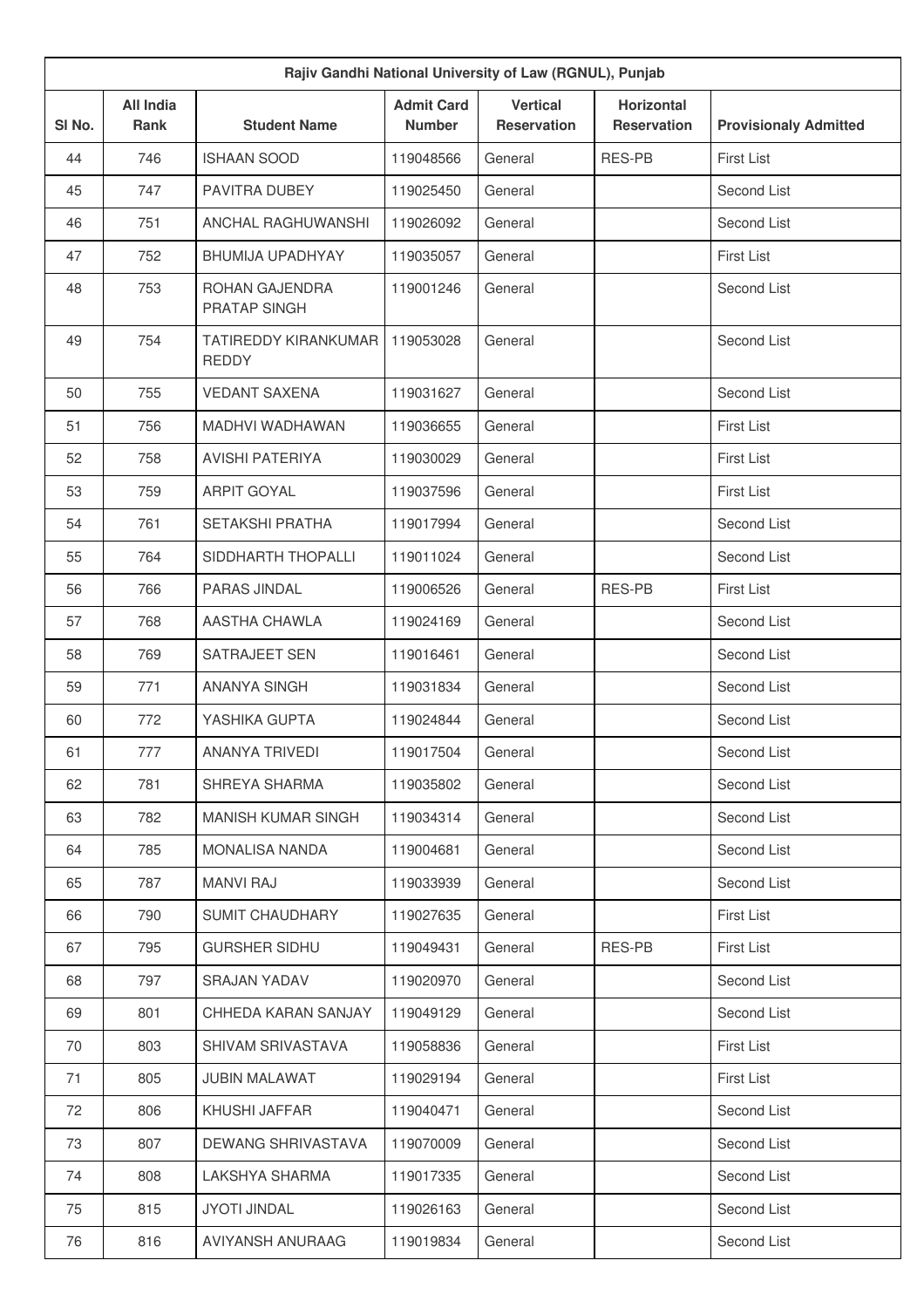| Rajiv Gandhi National University of Law (RGNUL), Punjab | | | | | | |
|---|---|---|---|---|---|---|
| Sl No. | All India Rank | Student Name | Admit Card Number | Vertical Reservation | Horizontal Reservation | Provisionaly Admitted |
| 44 | 746 | ISHAAN SOOD | 119048566 | General | RES-PB | First List |
| 45 | 747 | PAVITRA DUBEY | 119025450 | General | | Second List |
| 46 | 751 | ANCHAL RAGHUWANSHI | 119026092 | General | | Second List |
| 47 | 752 | BHUMIJA UPADHYAY | 119035057 | General | | First List |
| 48 | 753 | ROHAN GAJENDRA PRATAP SINGH | 119001246 | General | | Second List |
| 49 | 754 | TATIREDDY KIRANKUMAR REDDY | 119053028 | General | | Second List |
| 50 | 755 | VEDANT SAXENA | 119031627 | General | | Second List |
| 51 | 756 | MADHVI WADHAWAN | 119036655 | General | | First List |
| 52 | 758 | AVISHI PATERIYA | 119030029 | General | | First List |
| 53 | 759 | ARPIT GOYAL | 119037596 | General | | First List |
| 54 | 761 | SETAKSHI PRATHA | 119017994 | General | | Second List |
| 55 | 764 | SIDDHARTH THOPALLI | 119011024 | General | | Second List |
| 56 | 766 | PARAS JINDAL | 119006526 | General | RES-PB | First List |
| 57 | 768 | AASTHA CHAWLA | 119024169 | General | | Second List |
| 58 | 769 | SATRAJEET SEN | 119016461 | General | | Second List |
| 59 | 771 | ANANYA SINGH | 119031834 | General | | Second List |
| 60 | 772 | YASHIKA GUPTA | 119024844 | General | | Second List |
| 61 | 777 | ANANYA TRIVEDI | 119017504 | General | | Second List |
| 62 | 781 | SHREYA SHARMA | 119035802 | General | | Second List |
| 63 | 782 | MANISH KUMAR SINGH | 119034314 | General | | Second List |
| 64 | 785 | MONALISA NANDA | 119004681 | General | | Second List |
| 65 | 787 | MANVI RAJ | 119033939 | General | | Second List |
| 66 | 790 | SUMIT CHAUDHARY | 119027635 | General | | First List |
| 67 | 795 | GURSHER SIDHU | 119049431 | General | RES-PB | First List |
| 68 | 797 | SRAJAN YADAV | 119020970 | General | | Second List |
| 69 | 801 | CHHEDA KARAN SANJAY | 119049129 | General | | Second List |
| 70 | 803 | SHIVAM SRIVASTAVA | 119058836 | General | | First List |
| 71 | 805 | JUBIN MALAWAT | 119029194 | General | | First List |
| 72 | 806 | KHUSHI JAFFAR | 119040471 | General | | Second List |
| 73 | 807 | DEWANG SHRIVASTAVA | 119070009 | General | | Second List |
| 74 | 808 | LAKSHYA SHARMA | 119017335 | General | | Second List |
| 75 | 815 | JYOTI JINDAL | 119026163 | General | | Second List |
| 76 | 816 | AVIYANSH ANURAAG | 119019834 | General | | Second List |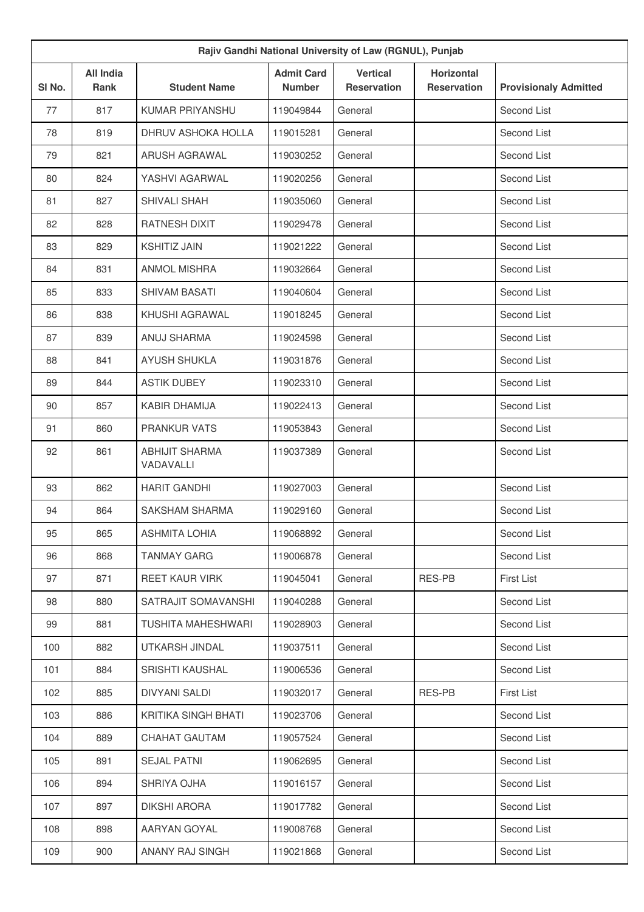| Rajiv Gandhi National University of Law (RGNUL), Punjab | | | | | | |
|---|---|---|---|---|---|---|
| Sl No. | All India Rank | Student Name | Admit Card Number | Vertical Reservation | Horizontal Reservation | Provisionaly Admitted |
| 77 | 817 | KUMAR PRIYANSHU | 119049844 | General | | Second List |
| 78 | 819 | DHRUV ASHOKA HOLLA | 119015281 | General | | Second List |
| 79 | 821 | ARUSH AGRAWAL | 119030252 | General | | Second List |
| 80 | 824 | YASHVI AGARWAL | 119020256 | General | | Second List |
| 81 | 827 | SHIVALI SHAH | 119035060 | General | | Second List |
| 82 | 828 | RATNESH DIXIT | 119029478 | General | | Second List |
| 83 | 829 | KSHITIZ JAIN | 119021222 | General | | Second List |
| 84 | 831 | ANMOL MISHRA | 119032664 | General | | Second List |
| 85 | 833 | SHIVAM BASATI | 119040604 | General | | Second List |
| 86 | 838 | KHUSHI AGRAWAL | 119018245 | General | | Second List |
| 87 | 839 | ANUJ SHARMA | 119024598 | General | | Second List |
| 88 | 841 | AYUSH SHUKLA | 119031876 | General | | Second List |
| 89 | 844 | ASTIK DUBEY | 119023310 | General | | Second List |
| 90 | 857 | KABIR DHAMIJA | 119022413 | General | | Second List |
| 91 | 860 | PRANKUR VATS | 119053843 | General | | Second List |
| 92 | 861 | ABHIJIT SHARMA VADAVALLI | 119037389 | General | | Second List |
| 93 | 862 | HARIT GANDHI | 119027003 | General | | Second List |
| 94 | 864 | SAKSHAM SHARMA | 119029160 | General | | Second List |
| 95 | 865 | ASHMITA LOHIA | 119068892 | General | | Second List |
| 96 | 868 | TANMAY GARG | 119006878 | General | | Second List |
| 97 | 871 | REET KAUR VIRK | 119045041 | General | RES-PB | First List |
| 98 | 880 | SATRAJIT SOMAVANSHI | 119040288 | General | | Second List |
| 99 | 881 | TUSHITA MAHESHWARI | 119028903 | General | | Second List |
| 100 | 882 | UTKARSH JINDAL | 119037511 | General | | Second List |
| 101 | 884 | SRISHTI KAUSHAL | 119006536 | General | | Second List |
| 102 | 885 | DIVYANI SALDI | 119032017 | General | RES-PB | First List |
| 103 | 886 | KRITIKA SINGH BHATI | 119023706 | General | | Second List |
| 104 | 889 | CHAHAT GAUTAM | 119057524 | General | | Second List |
| 105 | 891 | SEJAL PATNI | 119062695 | General | | Second List |
| 106 | 894 | SHRIYA OJHA | 119016157 | General | | Second List |
| 107 | 897 | DIKSHI ARORA | 119017782 | General | | Second List |
| 108 | 898 | AARYAN GOYAL | 119008768 | General | | Second List |
| 109 | 900 | ANANY RAJ SINGH | 119021868 | General | | Second List |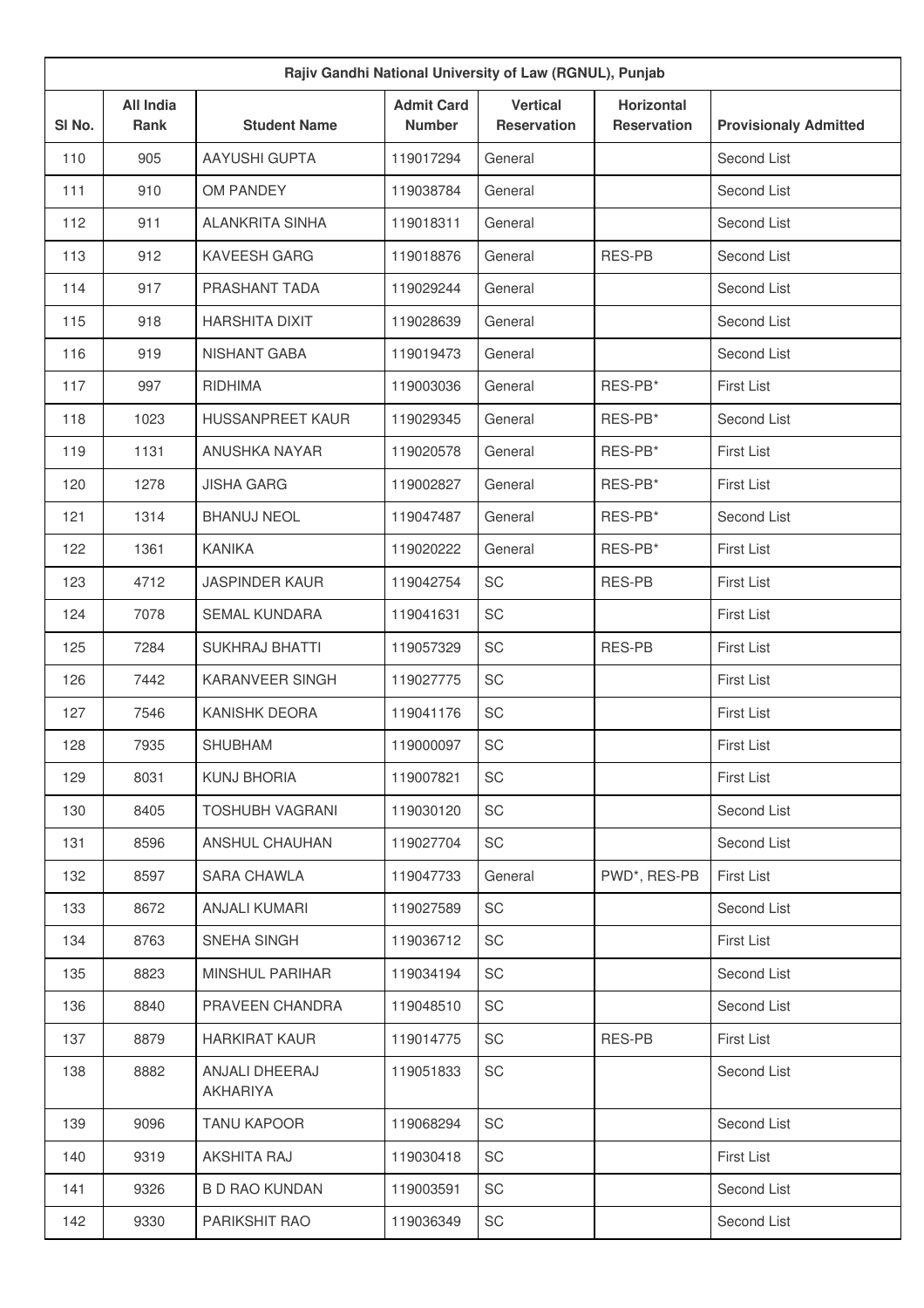| Rajiv Gandhi National University of Law (RGNUL), Punjab | | | | | | |
|---|---|---|---|---|---|---|
| Sl No. | All India Rank | Student Name | Admit Card Number | Vertical Reservation | Horizontal Reservation | Provisionaly Admitted |
| 110 | 905 | AAYUSHI GUPTA | 119017294 | General | | Second List |
| 111 | 910 | OM PANDEY | 119038784 | General | | Second List |
| 112 | 911 | ALANKRITA SINHA | 119018311 | General | | Second List |
| 113 | 912 | KAVEESH GARG | 119018876 | General | RES-PB | Second List |
| 114 | 917 | PRASHANT TADA | 119029244 | General | | Second List |
| 115 | 918 | HARSHITA DIXIT | 119028639 | General | | Second List |
| 116 | 919 | NISHANT GABA | 119019473 | General | | Second List |
| 117 | 997 | RIDHIMA | 119003036 | General | RES-PB* | First List |
| 118 | 1023 | HUSSANPREET KAUR | 119029345 | General | RES-PB* | Second List |
| 119 | 1131 | ANUSHKA NAYAR | 119020578 | General | RES-PB* | First List |
| 120 | 1278 | JISHA GARG | 119002827 | General | RES-PB* | First List |
| 121 | 1314 | BHANUJ NEOL | 119047487 | General | RES-PB* | Second List |
| 122 | 1361 | KANIKA | 119020222 | General | RES-PB* | First List |
| 123 | 4712 | JASPINDER KAUR | 119042754 | SC | RES-PB | First List |
| 124 | 7078 | SEMAL KUNDARA | 119041631 | SC | | First List |
| 125 | 7284 | SUKHRAJ BHATTI | 119057329 | SC | RES-PB | First List |
| 126 | 7442 | KARANVEER SINGH | 119027775 | SC | | First List |
| 127 | 7546 | KANISHK DEORA | 119041176 | SC | | First List |
| 128 | 7935 | SHUBHAM | 119000097 | SC | | First List |
| 129 | 8031 | KUNJ BHORIA | 119007821 | SC | | First List |
| 130 | 8405 | TOSHUBH VAGRANI | 119030120 | SC | | Second List |
| 131 | 8596 | ANSHUL CHAUHAN | 119027704 | SC | | Second List |
| 132 | 8597 | SARA CHAWLA | 119047733 | General | PWD*, RES-PB | First List |
| 133 | 8672 | ANJALI KUMARI | 119027589 | SC | | Second List |
| 134 | 8763 | SNEHA SINGH | 119036712 | SC | | First List |
| 135 | 8823 | MINSHUL PARIHAR | 119034194 | SC | | Second List |
| 136 | 8840 | PRAVEEN CHANDRA | 119048510 | SC | | Second List |
| 137 | 8879 | HARKIRAT KAUR | 119014775 | SC | RES-PB | First List |
| 138 | 8882 | ANJALI DHEERAJ AKHARIYA | 119051833 | SC | | Second List |
| 139 | 9096 | TANU KAPOOR | 119068294 | SC | | Second List |
| 140 | 9319 | AKSHITA RAJ | 119030418 | SC | | First List |
| 141 | 9326 | B D RAO KUNDAN | 119003591 | SC | | Second List |
| 142 | 9330 | PARIKSHIT RAO | 119036349 | SC | | Second List |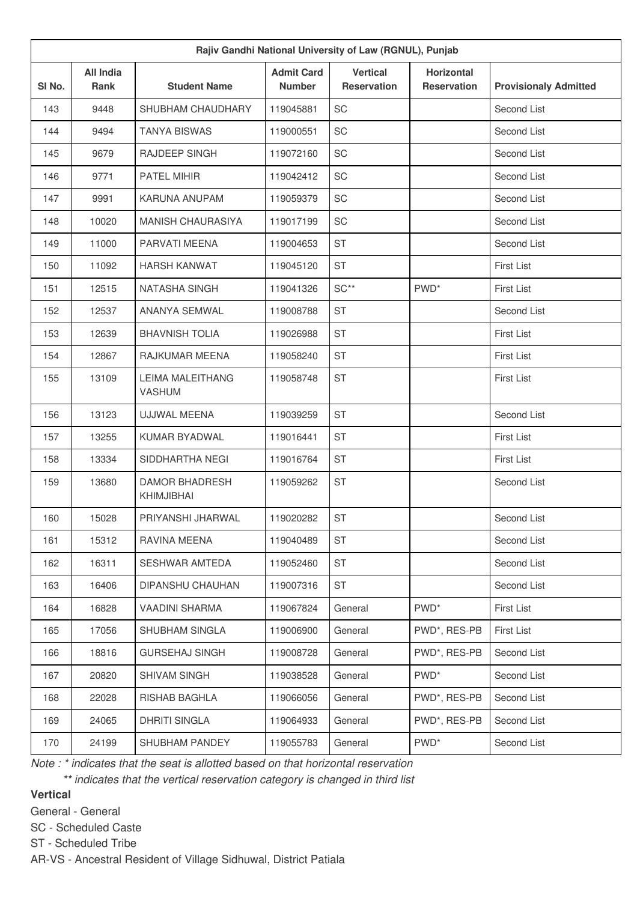| Rajiv Gandhi National University of Law (RGNUL), Punjab | | | | | | |
|---|---|---|---|---|---|---|
| Sl No. | All India Rank | Student Name | Admit Card Number | Vertical Reservation | Horizontal Reservation | Provisionaly Admitted |
| 143 | 9448 | SHUBHAM CHAUDHARY | 119045881 | SC | | Second List |
| 144 | 9494 | TANYA BISWAS | 119000551 | SC | | Second List |
| 145 | 9679 | RAJDEEP SINGH | 119072160 | SC | | Second List |
| 146 | 9771 | PATEL MIHIR | 119042412 | SC | | Second List |
| 147 | 9991 | KARUNA ANUPAM | 119059379 | SC | | Second List |
| 148 | 10020 | MANISH CHAURASIYA | 119017199 | SC | | Second List |
| 149 | 11000 | PARVATI MEENA | 119004653 | ST | | Second List |
| 150 | 11092 | HARSH KANWAT | 119045120 | ST | | First List |
| 151 | 12515 | NATASHA SINGH | 119041326 | SC** | PWD* | First List |
| 152 | 12537 | ANANYA SEMWAL | 119008788 | ST | | Second List |
| 153 | 12639 | BHAVNISH TOLIA | 119026988 | ST | | First List |
| 154 | 12867 | RAJKUMAR MEENA | 119058240 | ST | | First List |
| 155 | 13109 | LEIMA MALEITHANG VASHUM | 119058748 | ST | | First List |
| 156 | 13123 | UJJWAL MEENA | 119039259 | ST | | Second List |
| 157 | 13255 | KUMAR BYADWAL | 119016441 | ST | | First List |
| 158 | 13334 | SIDDHARTHA NEGI | 119016764 | ST | | First List |
| 159 | 13680 | DAMOR BHADRESH KHIMJIBHAI | 119059262 | ST | | Second List |
| 160 | 15028 | PRIYANSHI JHARWAL | 119020282 | ST | | Second List |
| 161 | 15312 | RAVINA MEENA | 119040489 | ST | | Second List |
| 162 | 16311 | SESHWAR AMTEDA | 119052460 | ST | | Second List |
| 163 | 16406 | DIPANSHU CHAUHAN | 119007316 | ST | | Second List |
| 164 | 16828 | VAADINI SHARMA | 119067824 | General | PWD* | First List |
| 165 | 17056 | SHUBHAM SINGLA | 119006900 | General | PWD*, RES-PB | First List |
| 166 | 18816 | GURSEHAJ SINGH | 119008728 | General | PWD*, RES-PB | Second List |
| 167 | 20820 | SHIVAM SINGH | 119038528 | General | PWD* | Second List |
| 168 | 22028 | RISHAB BAGHLA | 119066056 | General | PWD*, RES-PB | Second List |
| 169 | 24065 | DHRITI SINGLA | 119064933 | General | PWD*, RES-PB | Second List |
| 170 | 24199 | SHUBHAM PANDEY | 119055783 | General | PWD* | Second List |

*Note : * indicates that the seat is allotted based on that horizontal reservation*

*** indicates that the vertical reservation category is changed in third list*

**Vertical**

General - General

SC - Scheduled Caste

ST - Scheduled Tribe

AR-VS - Ancestral Resident of Village Sidhuwal, District Patiala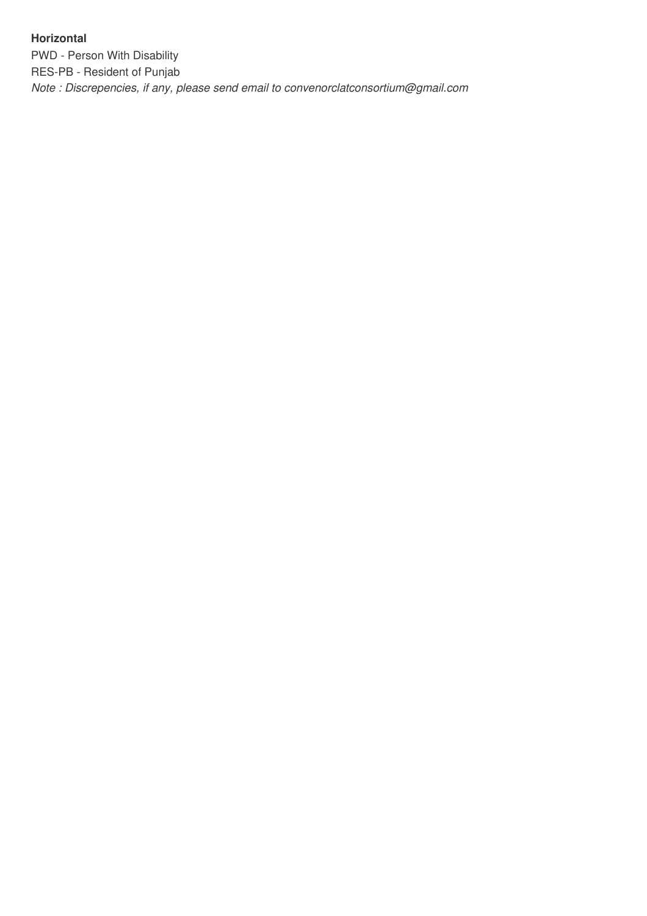**Horizontal**

PWD - Person With Disability

RES-PB - Resident of Punjab

*Note : Discrepencies, if any, please send email to convenorclatconsortium@gmail.com*